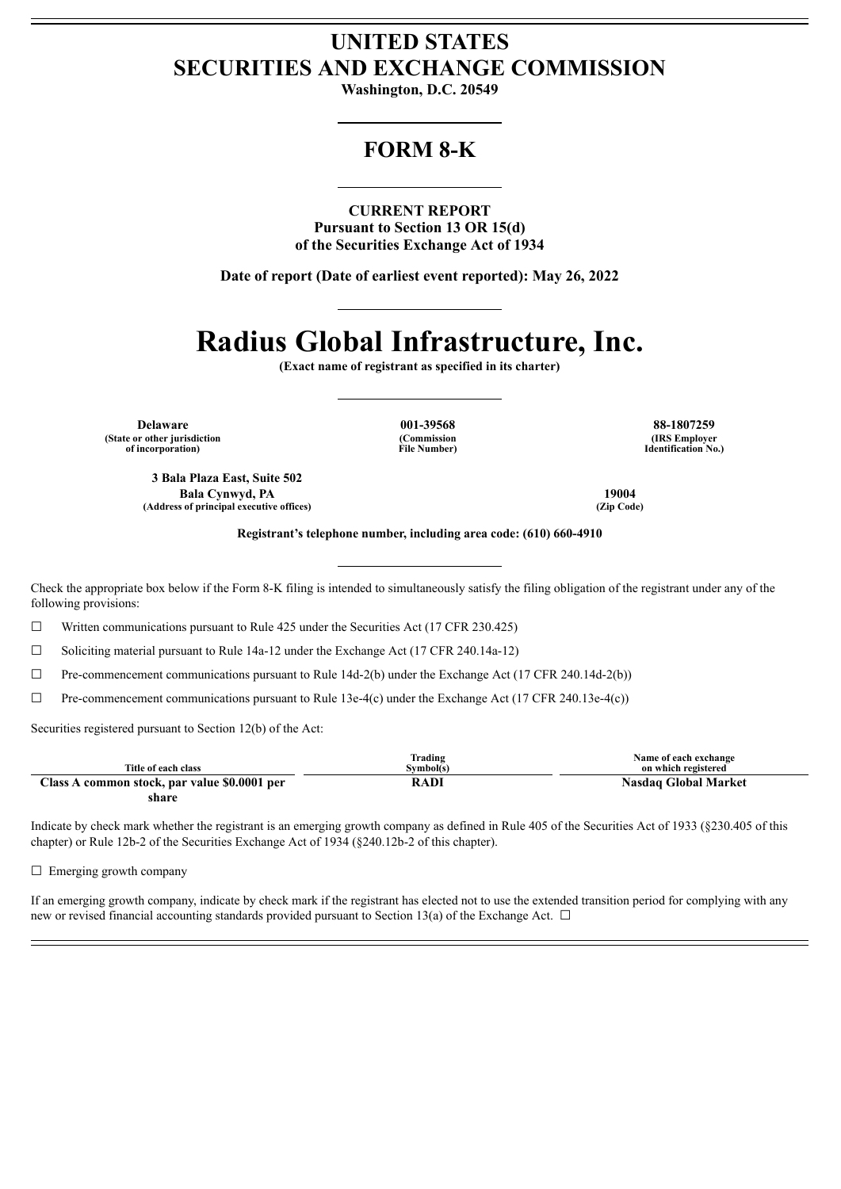# UNITED STATES
# SECURITIES AND EXCHANGE COMMISSION

**Washington, D.C. 20549**

## FORM 8-K

**CURRENT REPORT**
**Pursuant to Section 13 OR 15(d)**
**of the Securities Exchange Act of 1934**

**Date of report (Date of earliest event reported): May 26, 2022**

# Radius Global Infrastructure, Inc.

**(Exact name of registrant as specified in its charter)**

| Delaware | 001-39568 | 88-1807259 |
|---|---|---|
| (State or other jurisdiction of incorporation) | (Commission File Number) | (IRS Employer Identification No.) |

| 3 Bala Plaza East, Suite 502 Bala Cynwyd, PA | 19004 |
|---|---|
| (Address of principal executive offices) | (Zip Code) |

**Registrant's telephone number, including area code: (610) 660-4910**

Check the appropriate box below if the Form 8-K filing is intended to simultaneously satisfy the filing obligation of the registrant under any of the following provisions:

☐ Written communications pursuant to Rule 425 under the Securities Act (17 CFR 230.425)

☐ Soliciting material pursuant to Rule 14a-12 under the Exchange Act (17 CFR 240.14a-12)

☐ Pre-commencement communications pursuant to Rule 14d-2(b) under the Exchange Act (17 CFR 240.14d-2(b))

☐ Pre-commencement communications pursuant to Rule 13e-4(c) under the Exchange Act (17 CFR 240.13e-4(c))

Securities registered pursuant to Section 12(b) of the Act:

| Title of each class | Trading Symbol(s) | Name of each exchange on which registered |
|---|---|---|
| **Class A common stock, par value $0.0001 per share** | **RADI** | **Nasdaq Global Market** |

Indicate by check mark whether the registrant is an emerging growth company as defined in Rule 405 of the Securities Act of 1933 (§230.405 of this chapter) or Rule 12b-2 of the Securities Exchange Act of 1934 (§240.12b-2 of this chapter).

☐ Emerging growth company

If an emerging growth company, indicate by check mark if the registrant has elected not to use the extended transition period for complying with any new or revised financial accounting standards provided pursuant to Section 13(a) of the Exchange Act. ☐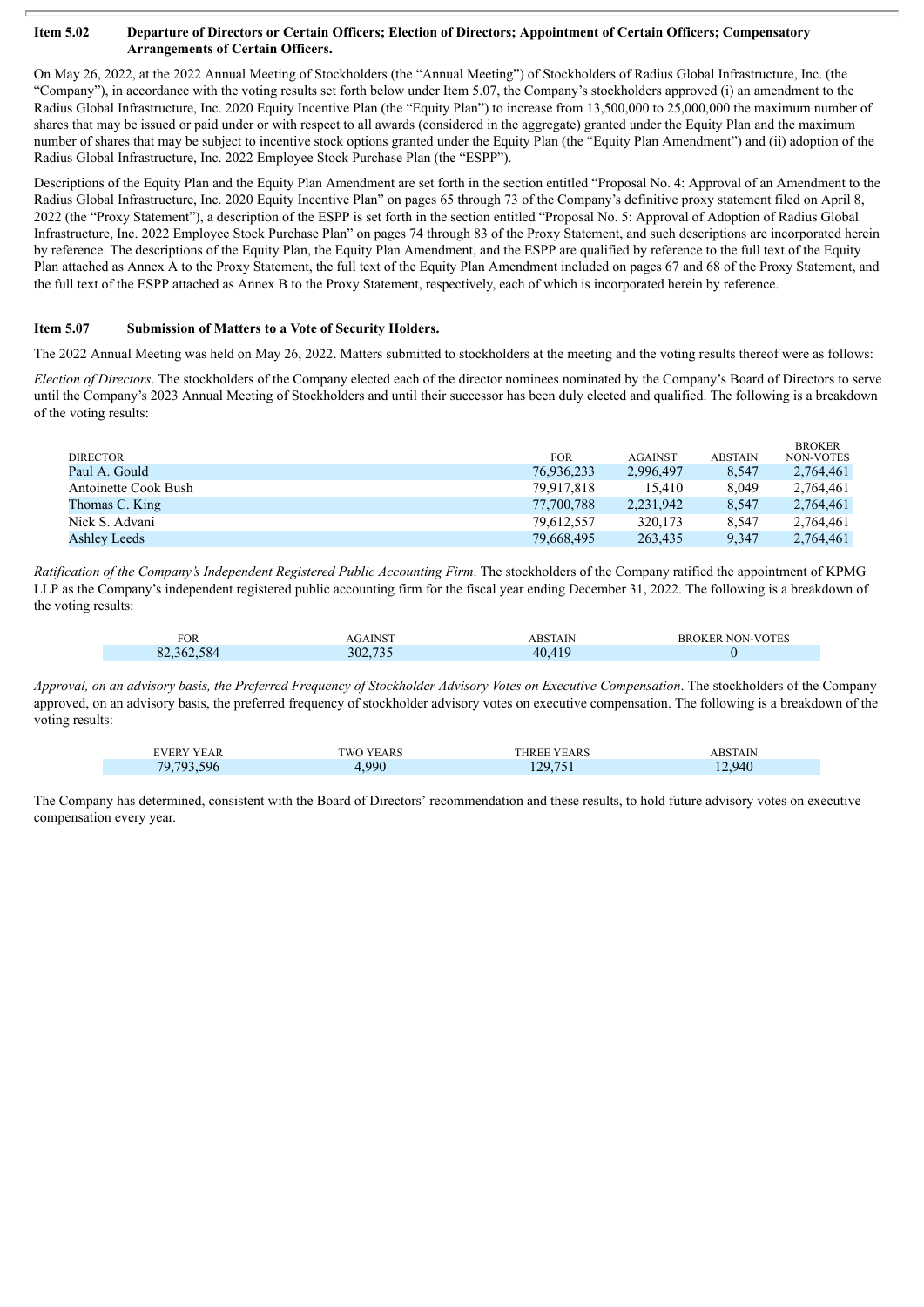**Item 5.02 Departure of Directors or Certain Officers; Election of Directors; Appointment of Certain Officers; Compensatory Arrangements of Certain Officers.**

On May 26, 2022, at the 2022 Annual Meeting of Stockholders (the "Annual Meeting") of Stockholders of Radius Global Infrastructure, Inc. (the "Company"), in accordance with the voting results set forth below under Item 5.07, the Company's stockholders approved (i) an amendment to the Radius Global Infrastructure, Inc. 2020 Equity Incentive Plan (the "Equity Plan") to increase from 13,500,000 to 25,000,000 the maximum number of shares that may be issued or paid under or with respect to all awards (considered in the aggregate) granted under the Equity Plan and the maximum number of shares that may be subject to incentive stock options granted under the Equity Plan (the "Equity Plan Amendment") and (ii) adoption of the Radius Global Infrastructure, Inc. 2022 Employee Stock Purchase Plan (the "ESPP").

Descriptions of the Equity Plan and the Equity Plan Amendment are set forth in the section entitled "Proposal No. 4: Approval of an Amendment to the Radius Global Infrastructure, Inc. 2020 Equity Incentive Plan" on pages 65 through 73 of the Company's definitive proxy statement filed on April 8, 2022 (the "Proxy Statement"), a description of the ESPP is set forth in the section entitled "Proposal No. 5: Approval of Adoption of Radius Global Infrastructure, Inc. 2022 Employee Stock Purchase Plan" on pages 74 through 83 of the Proxy Statement, and such descriptions are incorporated herein by reference. The descriptions of the Equity Plan, the Equity Plan Amendment, and the ESPP are qualified by reference to the full text of the Equity Plan attached as Annex A to the Proxy Statement, the full text of the Equity Plan Amendment included on pages 67 and 68 of the Proxy Statement, and the full text of the ESPP attached as Annex B to the Proxy Statement, respectively, each of which is incorporated herein by reference.

**Item 5.07 Submission of Matters to a Vote of Security Holders.**

The 2022 Annual Meeting was held on May 26, 2022. Matters submitted to stockholders at the meeting and the voting results thereof were as follows:

*Election of Directors*. The stockholders of the Company elected each of the director nominees nominated by the Company's Board of Directors to serve until the Company's 2023 Annual Meeting of Stockholders and until their successor has been duly elected and qualified. The following is a breakdown of the voting results:

| DIRECTOR | FOR | AGAINST | ABSTAIN | BROKER NON-VOTES |
|---|---|---|---|---|
| Paul A. Gould | 76,936,233 | 2,996,497 | 8,547 | 2,764,461 |
| Antoinette Cook Bush | 79,917,818 | 15,410 | 8,049 | 2,764,461 |
| Thomas C. King | 77,700,788 | 2,231,942 | 8,547 | 2,764,461 |
| Nick S. Advani | 79,612,557 | 320,173 | 8,547 | 2,764,461 |
| Ashley Leeds | 79,668,495 | 263,435 | 9,347 | 2,764,461 |

*Ratification of the Company's Independent Registered Public Accounting Firm*. The stockholders of the Company ratified the appointment of KPMG LLP as the Company's independent registered public accounting firm for the fiscal year ending December 31, 2022. The following is a breakdown of the voting results:

| FOR | AGAINST | ABSTAIN | BROKER NON-VOTES |
|---|---|---|---|
| 82,362,584 | 302,735 | 40,419 | 0 |

*Approval, on an advisory basis, the Preferred Frequency of Stockholder Advisory Votes on Executive Compensation*. The stockholders of the Company approved, on an advisory basis, the preferred frequency of stockholder advisory votes on executive compensation. The following is a breakdown of the voting results:

| EVERY YEAR | TWO YEARS | THREE YEARS | ABSTAIN |
|---|---|---|---|
| 79,793,596 | 4,990 | 129,751 | 12,940 |

The Company has determined, consistent with the Board of Directors' recommendation and these results, to hold future advisory votes on executive compensation every year.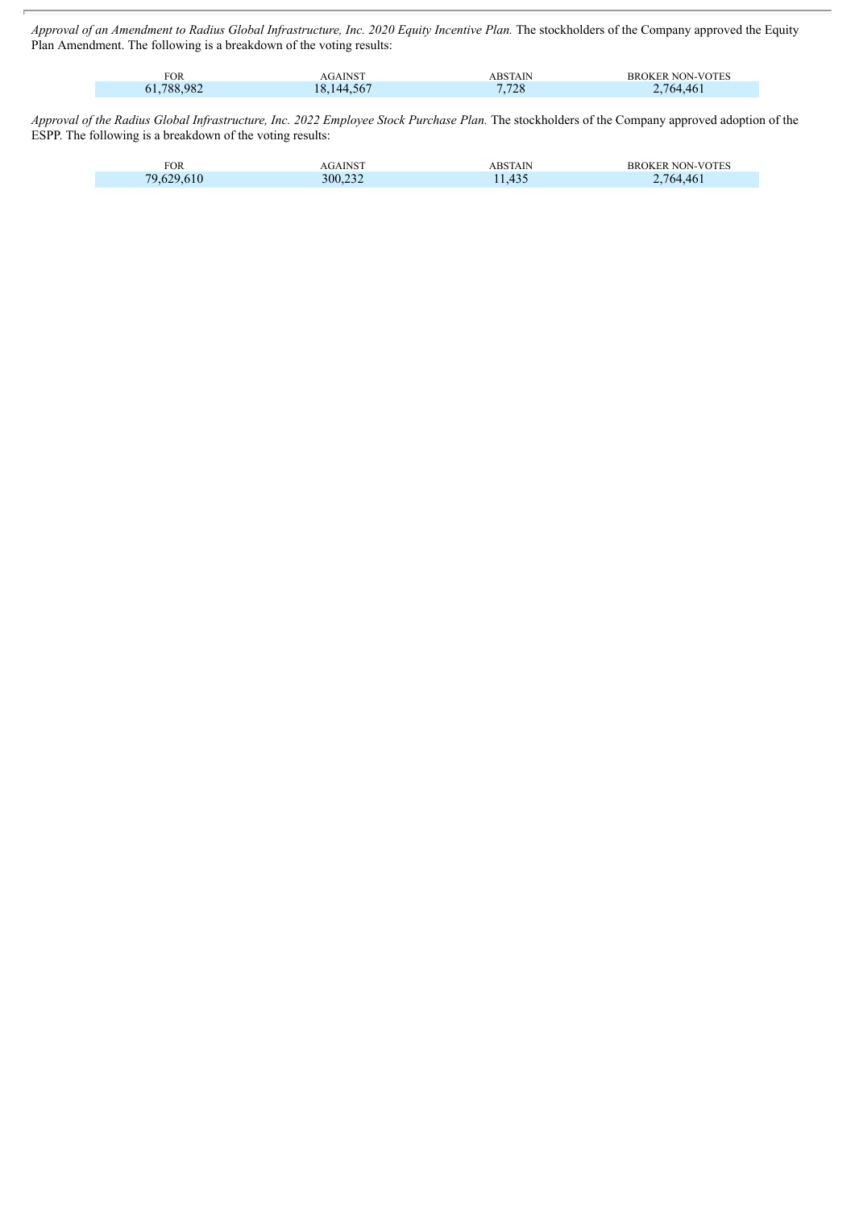*Approval of an Amendment to Radius Global Infrastructure, Inc. 2020 Equity Incentive Plan.* The stockholders of the Company approved the Equity Plan Amendment. The following is a breakdown of the voting results:

| FOR | AGAINST | ABSTAIN | BROKER NON-VOTES |
| --- | --- | --- | --- |
| 61,788,982 | 18,144,567 | 7,728 | 2,764,461 |

*Approval of the Radius Global Infrastructure, Inc. 2022 Employee Stock Purchase Plan.* The stockholders of the Company approved adoption of the ESPP. The following is a breakdown of the voting results:

| FOR | AGAINST | ABSTAIN | BROKER NON-VOTES |
| --- | --- | --- | --- |
| 79,629,610 | 300,232 | 11,435 | 2,764,461 |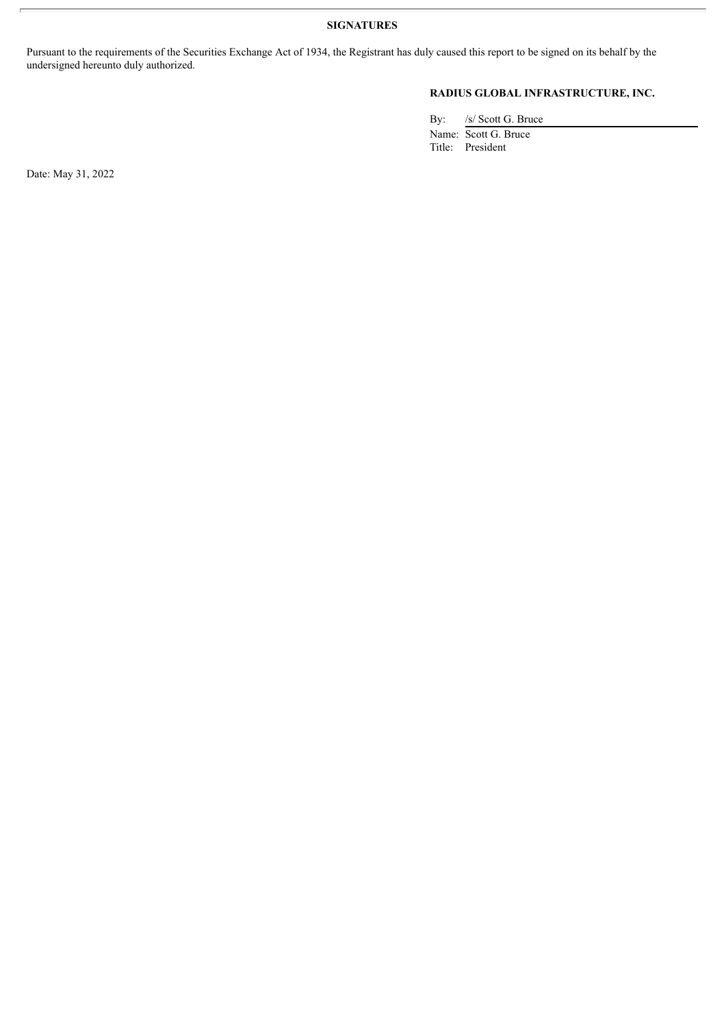## SIGNATURES

Pursuant to the requirements of the Securities Exchange Act of 1934, the Registrant has duly caused this report to be signed on its behalf by the undersigned hereunto duly authorized.

**RADIUS GLOBAL INFRASTRUCTURE, INC.**

By: /s/ Scott G. Bruce
Name: Scott G. Bruce
Title: President

Date: May 31, 2022